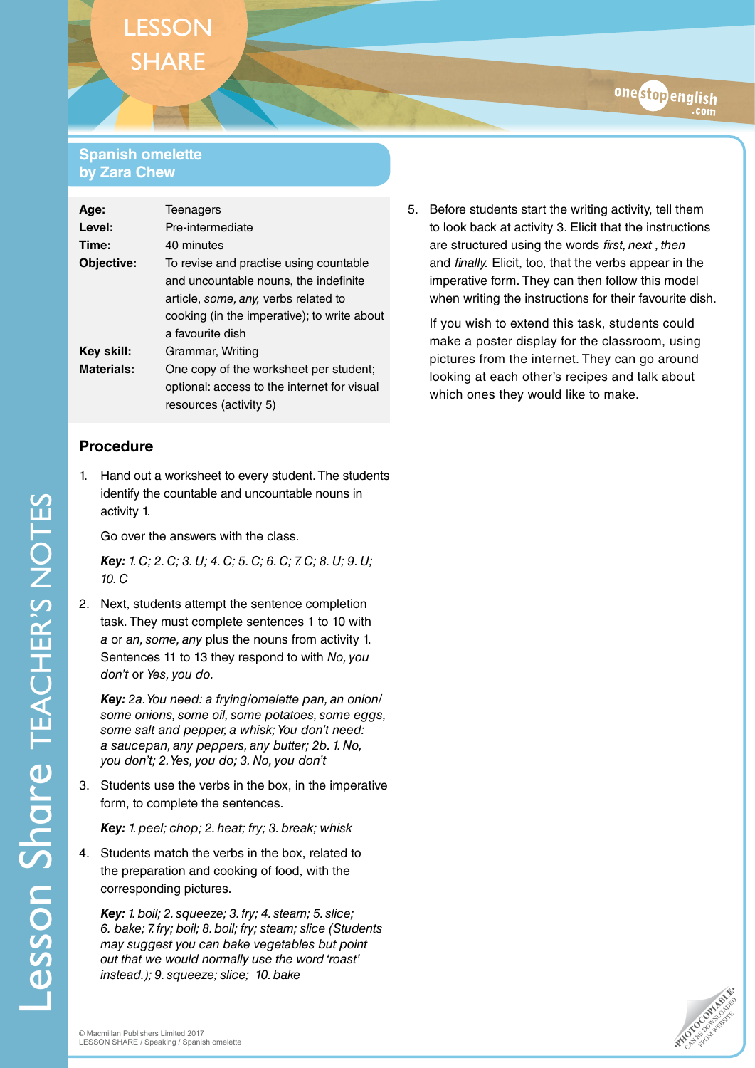# Spanish omelette
## by Zara Chew

| | |
|---|---|
| **Age:** | Teenagers |
| **Level:** | Pre-intermediate |
| **Time:** | 40 minutes |
| **Objective:** | To revise and practise using countable and uncountable nouns, the indefinite article, *some, any,* verbs related to cooking (in the imperative); to write about a favourite dish |
| **Key skill:** | Grammar, Writing |
| **Materials:** | One copy of the worksheet per student; optional: access to the internet for visual resources (activity 5) |

### Procedure

1. Hand out a worksheet to every student. The students identify the countable and uncountable nouns in activity 1.

   Go over the answers with the class.

   ***Key:*** *1. C; 2. C; 3. U; 4. C; 5. C; 6. C; 7. C; 8. U; 9. U; 10. C*

2. Next, students attempt the sentence completion task. They must complete sentences 1 to 10 with *a* or *an, some, any* plus the nouns from activity 1. Sentences 11 to 13 they respond to with *No, you don't* or *Yes, you do.*

   ***Key:*** *2a. You need: a frying/omelette pan, an onion/some onions, some oil, some potatoes, some eggs, some salt and pepper, a whisk; You don't need: a saucepan, any peppers, any butter; 2b. 1. No, you don't; 2. Yes, you do; 3. No, you don't*

3. Students use the verbs in the box, in the imperative form, to complete the sentences.

   ***Key:*** *1. peel; chop; 2. heat; fry; 3. break; whisk*

4. Students match the verbs in the box, related to the preparation and cooking of food, with the corresponding pictures.

   ***Key:*** *1. boil; 2. squeeze; 3. fry; 4. steam; 5. slice; 6. bake; 7. fry; boil; 8. boil; fry; steam; slice (Students may suggest you can bake vegetables but point out that we would normally use the word 'roast' instead.); 9. squeeze; slice; 10. bake*

5. Before students start the writing activity, tell them to look back at activity 3. Elicit that the instructions are structured using the words *first, next , then* and *finally.* Elicit, too, that the verbs appear in the imperative form. They can then follow this model when writing the instructions for their favourite dish.

   If you wish to extend this task, students could make a poster display for the classroom, using pictures from the internet. They can go around looking at each other's recipes and talk about which ones they would like to make.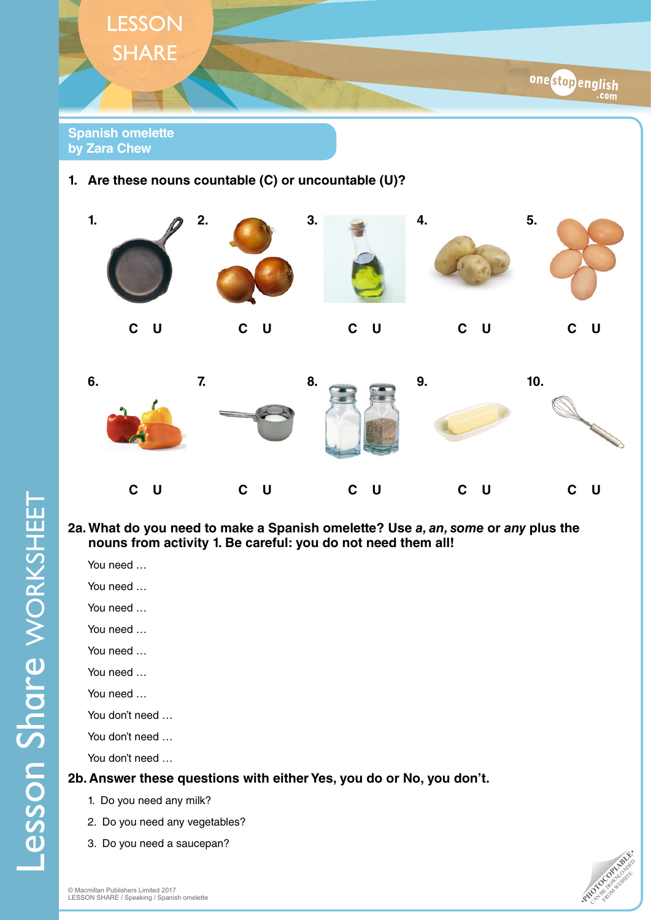LESSON SHARE

## Spanish omelette
by Zara Chew

### 1. Are these nouns countable (C) or uncountable (U)?

1. C U
2. C U
3. C U
4. C U
5. C U
6. C U
7. C U
8. C U
9. C U
10. C U

### 2a. What do you need to make a Spanish omelette? Use *a, an, some* or *any* plus the nouns from activity 1. Be careful: you do not need them all!

You need …

You need …

You need …

You need …

You need …

You need …

You need …

You don't need …

You don't need …

You don't need …

### 2b. Answer these questions with either Yes, you do or No, you don't.

1. Do you need any milk?
2. Do you need any vegetables?
3. Do you need a saucepan?

Lesson Share WORKSHEET

© Macmillan Publishers Limited 2017
LESSON SHARE / Speaking / Spanish omelette

PHOTOCOPIABLE. CAN BE DOWNLOADED FROM WEBSITE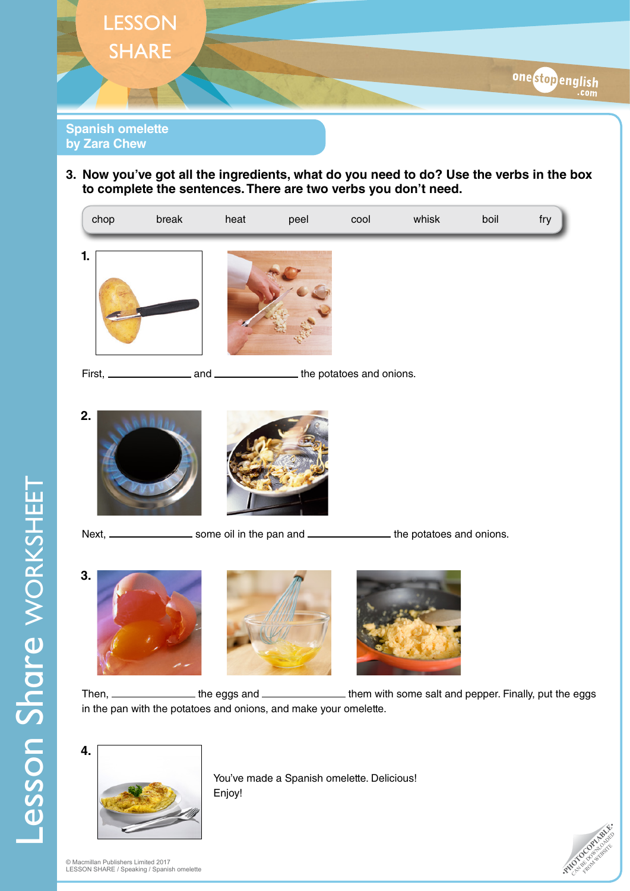## Spanish omelette
### by Zara Chew

**3. Now you've got all the ingredients, what do you need to do? Use the verbs in the box to complete the sentences. There are two verbs you don't need.**

| chop | break | heat | peel | cool | whisk | boil | fry |
|---|---|---|---|---|---|---|---|

**1.**

First, ______________ and ______________ the potatoes and onions.

**2.**

Next, ______________ some oil in the pan and ______________ the potatoes and onions.

**3.**

Then, ______________ the eggs and ______________ them with some salt and pepper. Finally, put the eggs in the pan with the potatoes and onions, and make your omelette.

**4.**

You've made a Spanish omelette. Delicious!
Enjoy!

© Macmillan Publishers Limited 2017
LESSON SHARE / Speaking / Spanish omelette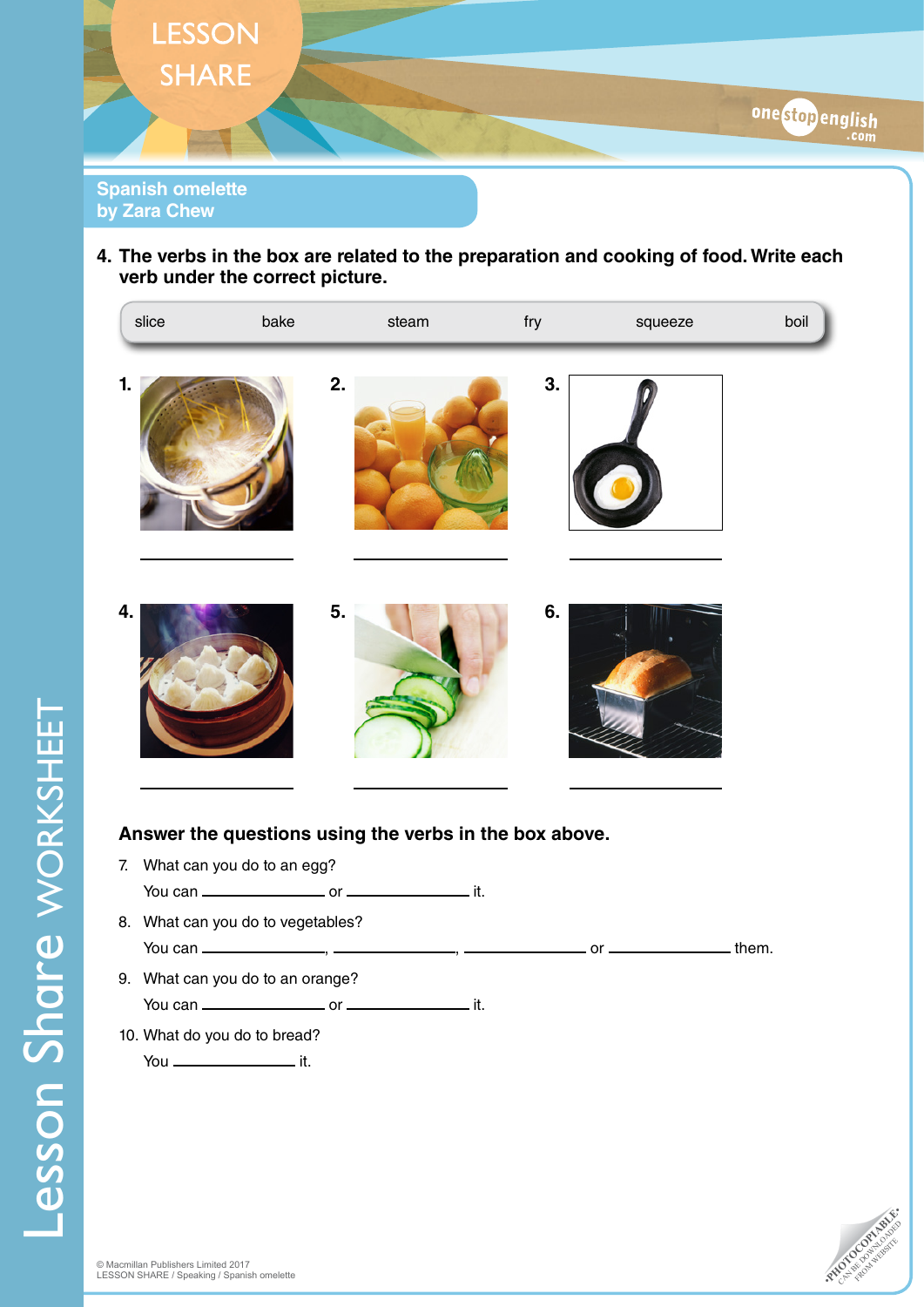## Spanish omelette
by Zara Chew

**4. The verbs in the box are related to the preparation and cooking of food. Write each verb under the correct picture.**

| slice | bake | steam | fry | squeeze | boil |
|---|---|---|---|---|---|

**1.** ______________

**2.** ______________

**3.** ______________

**4.** ______________

**5.** ______________

**6.** ______________

**Answer the questions using the verbs in the box above.**

7. What can you do to an egg?
   You can ______________ or ______________ it.
8. What can you do to vegetables?
   You can ______________, ______________, ______________ or ______________ them.
9. What can you do to an orange?
   You can ______________ or ______________ it.
10. What do you do to bread?
   You ______________ it.

© Macmillan Publishers Limited 2017
LESSON SHARE / Speaking / Spanish omelette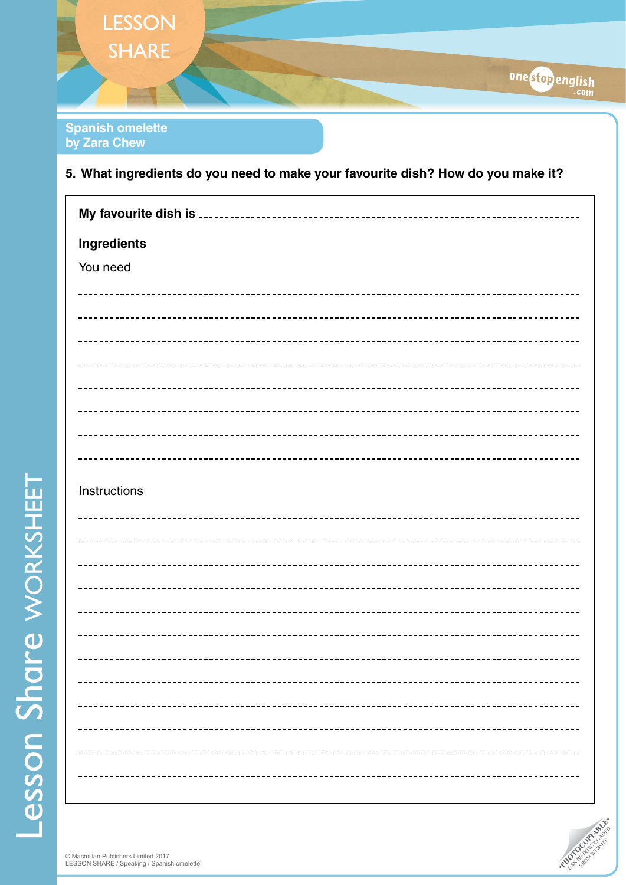**Spanish omelette**
**by Zara Chew**

**5. What ingredients do you need to make your favourite dish? How do you make it?**

**My favourite dish is** ________________________________________

**Ingredients**

You need

________________________________________

________________________________________

________________________________________

________________________________________

________________________________________

________________________________________

________________________________________

________________________________________

Instructions

________________________________________

________________________________________

________________________________________

________________________________________

________________________________________

________________________________________

________________________________________

________________________________________

________________________________________

________________________________________

________________________________________

________________________________________

© Macmillan Publishers Limited 2017
LESSON SHARE / Speaking / Spanish omelette